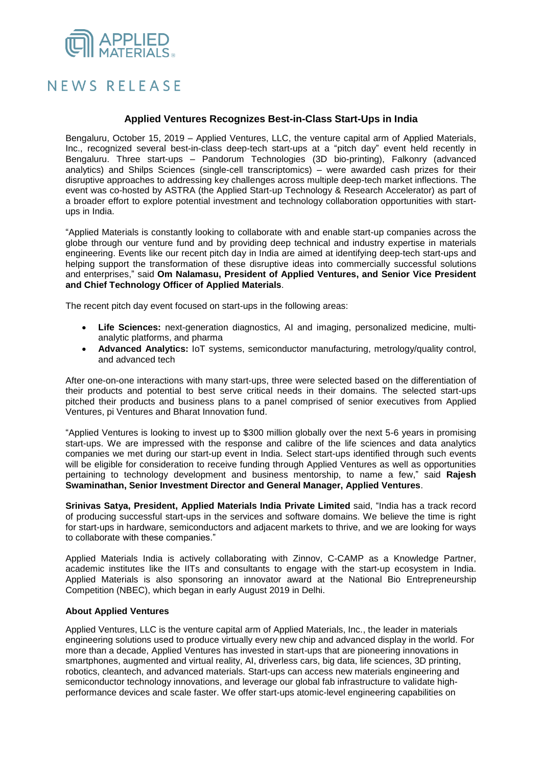# NEWS RELEASE

## Applied Ventures Recognizes Best-in-Class Start-Ups in India

Bengaluru, October 15, 2019 – Applied Ventures, LLC, the venture capital arm of Applied Materials, Inc., recognized several best-in-class deep-tech start-ups at a "pitch day" event held recently in Bengaluru. Three start-ups – Pandorum Technologies (3D bio-printing), Falkonry (advanced analytics) and Shilps Sciences (single-cell transcriptomics) – were awarded cash prizes for their disruptive approaches to addressing key challenges across multiple deep-tech market inflections. The event was co-hosted by ASTRA (the Applied Start-up Technology & Research Accelerator) as part of a broader effort to explore potential investment and technology collaboration opportunities with start-ups in India.

"Applied Materials is constantly looking to collaborate with and enable start-up companies across the globe through our venture fund and by providing deep technical and industry expertise in materials engineering. Events like our recent pitch day in India are aimed at identifying deep-tech start-ups and helping support the transformation of these disruptive ideas into commercially successful solutions and enterprises," said **Om Nalamasu, President of Applied Ventures, and Senior Vice President and Chief Technology Officer of Applied Materials**.

The recent pitch day event focused on start-ups in the following areas:

- **Life Sciences:** next-generation diagnostics, AI and imaging, personalized medicine, multi-analytic platforms, and pharma
- **Advanced Analytics:** IoT systems, semiconductor manufacturing, metrology/quality control, and advanced tech

After one-on-one interactions with many start-ups, three were selected based on the differentiation of their products and potential to best serve critical needs in their domains. The selected start-ups pitched their products and business plans to a panel comprised of senior executives from Applied Ventures, pi Ventures and Bharat Innovation fund.

"Applied Ventures is looking to invest up to $300 million globally over the next 5-6 years in promising start-ups. We are impressed with the response and calibre of the life sciences and data analytics companies we met during our start-up event in India. Select start-ups identified through such events will be eligible for consideration to receive funding through Applied Ventures as well as opportunities pertaining to technology development and business mentorship, to name a few," said **Rajesh Swaminathan, Senior Investment Director and General Manager, Applied Ventures**.

**Srinivas Satya, President, Applied Materials India Private Limited** said, "India has a track record of producing successful start-ups in the services and software domains. We believe the time is right for start-ups in hardware, semiconductors and adjacent markets to thrive, and we are looking for ways to collaborate with these companies."

Applied Materials India is actively collaborating with Zinnov, C-CAMP as a Knowledge Partner, academic institutes like the IITs and consultants to engage with the start-up ecosystem in India. Applied Materials is also sponsoring an innovator award at the National Bio Entrepreneurship Competition (NBEC), which began in early August 2019 in Delhi.

### About Applied Ventures

Applied Ventures, LLC is the venture capital arm of Applied Materials, Inc., the leader in materials engineering solutions used to produce virtually every new chip and advanced display in the world. For more than a decade, Applied Ventures has invested in start-ups that are pioneering innovations in smartphones, augmented and virtual reality, AI, driverless cars, big data, life sciences, 3D printing, robotics, cleantech, and advanced materials. Start-ups can access new materials engineering and semiconductor technology innovations, and leverage our global fab infrastructure to validate high-performance devices and scale faster. We offer start-ups atomic-level engineering capabilities on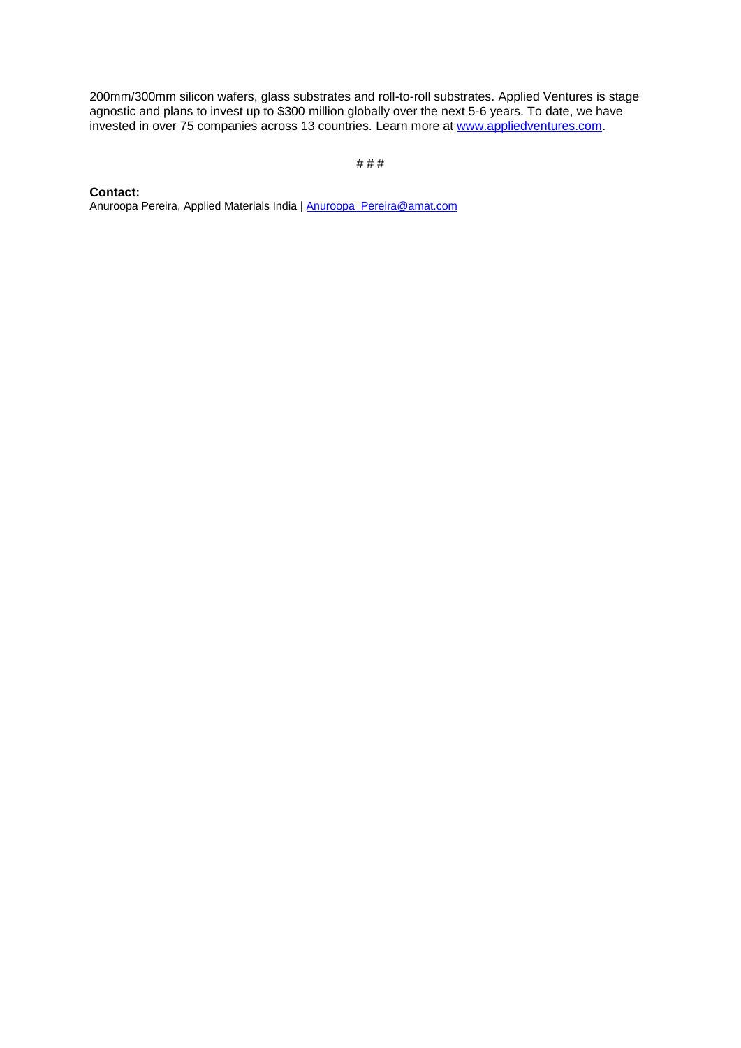200mm/300mm silicon wafers, glass substrates and roll-to-roll substrates. Applied Ventures is stage agnostic and plans to invest up to $300 million globally over the next 5-6 years. To date, we have invested in over 75 companies across 13 countries. Learn more at www.appliedventures.com.

# # #

**Contact:**
Anuroopa Pereira, Applied Materials India | Anuroopa_Pereira@amat.com